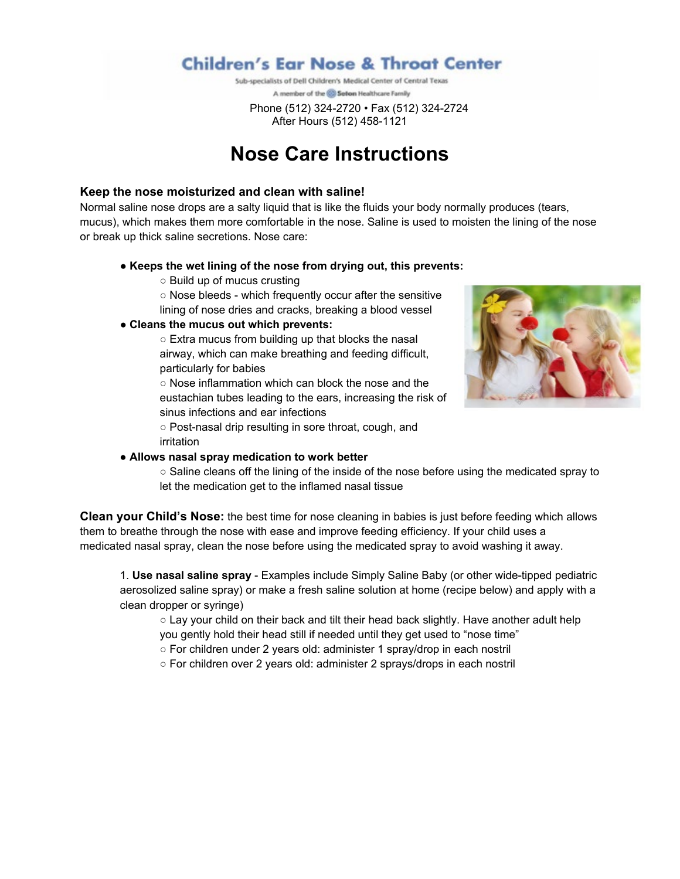Children's Ear Nose & Throat Center

Sub-specialists of Dell Children's Medical Center of Central Texas

A member of the Seton Healthcare Family

Phone (512) 324-2720 • Fax (512) 324-2724
After Hours (512) 458-1121

# Nose Care Instructions

### Keep the nose moisturized and clean with saline!

Normal saline nose drops are a salty liquid that is like the fluids your body normally produces (tears, mucus), which makes them more comfortable in the nose. Saline is used to moisten the lining of the nose or break up thick saline secretions. Nose care:

- **Keeps the wet lining of the nose from drying out, this prevents:**
  - Build up of mucus crusting
  - Nose bleeds - which frequently occur after the sensitive lining of nose dries and cracks, breaking a blood vessel
- **Cleans the mucus out which prevents:**
  - Extra mucus from building up that blocks the nasal airway, which can make breathing and feeding difficult, particularly for babies
  - Nose inflammation which can block the nose and the eustachian tubes leading to the ears, increasing the risk of sinus infections and ear infections
  - Post-nasal drip resulting in sore throat, cough, and irritation
- **Allows nasal spray medication to work better**
  - Saline cleans off the lining of the inside of the nose before using the medicated spray to let the medication get to the inflamed nasal tissue

**Clean your Child's Nose:** the best time for nose cleaning in babies is just before feeding which allows them to breathe through the nose with ease and improve feeding efficiency. If your child uses a medicated nasal spray, clean the nose before using the medicated spray to avoid washing it away.

1. **Use nasal saline spray** - Examples include Simply Saline Baby (or other wide-tipped pediatric aerosolized saline spray) or make a fresh saline solution at home (recipe below) and apply with a clean dropper or syringe)
   - Lay your child on their back and tilt their head back slightly. Have another adult help you gently hold their head still if needed until they get used to "nose time"
   - For children under 2 years old: administer 1 spray/drop in each nostril
   - For children over 2 years old: administer 2 sprays/drops in each nostril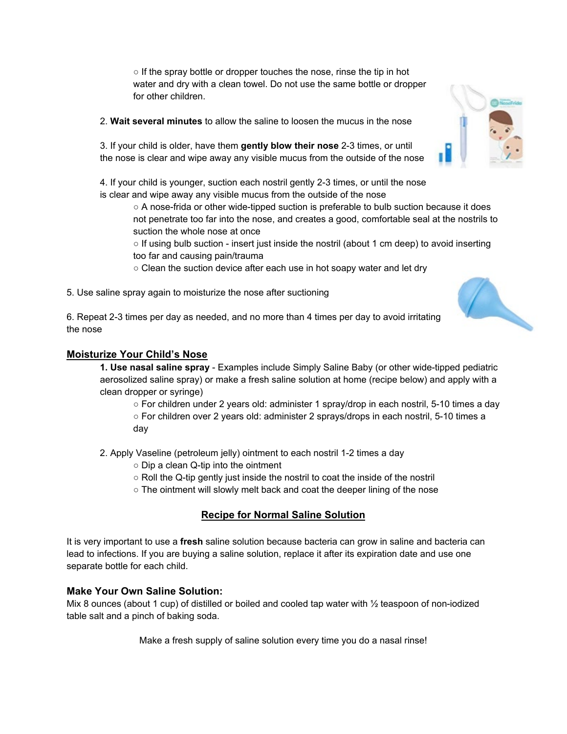- If the spray bottle or dropper touches the nose, rinse the tip in hot water and dry with a clean towel. Do not use the same bottle or dropper for other children.

2. **Wait several minutes** to allow the saline to loosen the mucus in the nose

3. If your child is older, have them **gently blow their nose** 2-3 times, or until the nose is clear and wipe away any visible mucus from the outside of the nose

4. If your child is younger, suction each nostril gently 2-3 times, or until the nose is clear and wipe away any visible mucus from the outside of the nose
   - A nose-frida or other wide-tipped suction is preferable to bulb suction because it does not penetrate too far into the nose, and creates a good, comfortable seal at the nostrils to suction the whole nose at once
   - If using bulb suction - insert just inside the nostril (about 1 cm deep) to avoid inserting too far and causing pain/trauma
   - Clean the suction device after each use in hot soapy water and let dry

5. Use saline spray again to moisturize the nose after suctioning

6. Repeat 2-3 times per day as needed, and no more than 4 times per day to avoid irritating the nose

## Moisturize Your Child's Nose

**1. Use nasal saline spray** - Examples include Simply Saline Baby (or other wide-tipped pediatric aerosolized saline spray) or make a fresh saline solution at home (recipe below) and apply with a clean dropper or syringe)
   - For children under 2 years old: administer 1 spray/drop in each nostril, 5-10 times a day
   - For children over 2 years old: administer 2 sprays/drops in each nostril, 5-10 times a day

2. Apply Vaseline (petroleum jelly) ointment to each nostril 1-2 times a day
   - Dip a clean Q-tip into the ointment
   - Roll the Q-tip gently just inside the nostril to coat the inside of the nostril
   - The ointment will slowly melt back and coat the deeper lining of the nose

## Recipe for Normal Saline Solution

It is very important to use a **fresh** saline solution because bacteria can grow in saline and bacteria can lead to infections. If you are buying a saline solution, replace it after its expiration date and use one separate bottle for each child.

### Make Your Own Saline Solution:

Mix 8 ounces (about 1 cup) of distilled or boiled and cooled tap water with ½ teaspoon of non-iodized table salt and a pinch of baking soda.

Make a fresh supply of saline solution every time you do a nasal rinse!